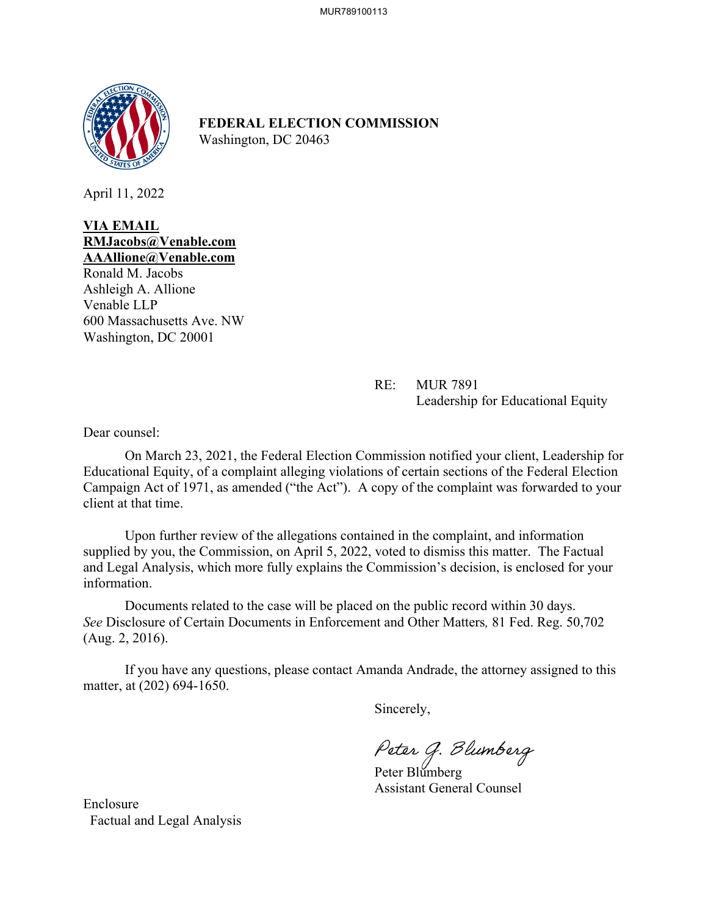**FEDERAL ELECTION COMMISSION**
Washington, DC 20463

April 11, 2022

**VIA EMAIL**
**RMJacobs@Venable.com**
**AAAllione@Venable.com**
Ronald M. Jacobs
Ashleigh A. Allione
Venable LLP
600 Massachusetts Ave. NW
Washington, DC 20001

RE: MUR 7891
Leadership for Educational Equity

Dear counsel:

On March 23, 2021, the Federal Election Commission notified your client, Leadership for Educational Equity, of a complaint alleging violations of certain sections of the Federal Election Campaign Act of 1971, as amended ("the Act"). A copy of the complaint was forwarded to your client at that time.

Upon further review of the allegations contained in the complaint, and information supplied by you, the Commission, on April 5, 2022, voted to dismiss this matter. The Factual and Legal Analysis, which more fully explains the Commission's decision, is enclosed for your information.

Documents related to the case will be placed on the public record within 30 days. *See* Disclosure of Certain Documents in Enforcement and Other Matters, 81 Fed. Reg. 50,702 (Aug. 2, 2016).

If you have any questions, please contact Amanda Andrade, the attorney assigned to this matter, at (202) 694-1650.

Sincerely,

*Peter G. Blumberg*

Peter Blumberg
Assistant General Counsel

Enclosure
Factual and Legal Analysis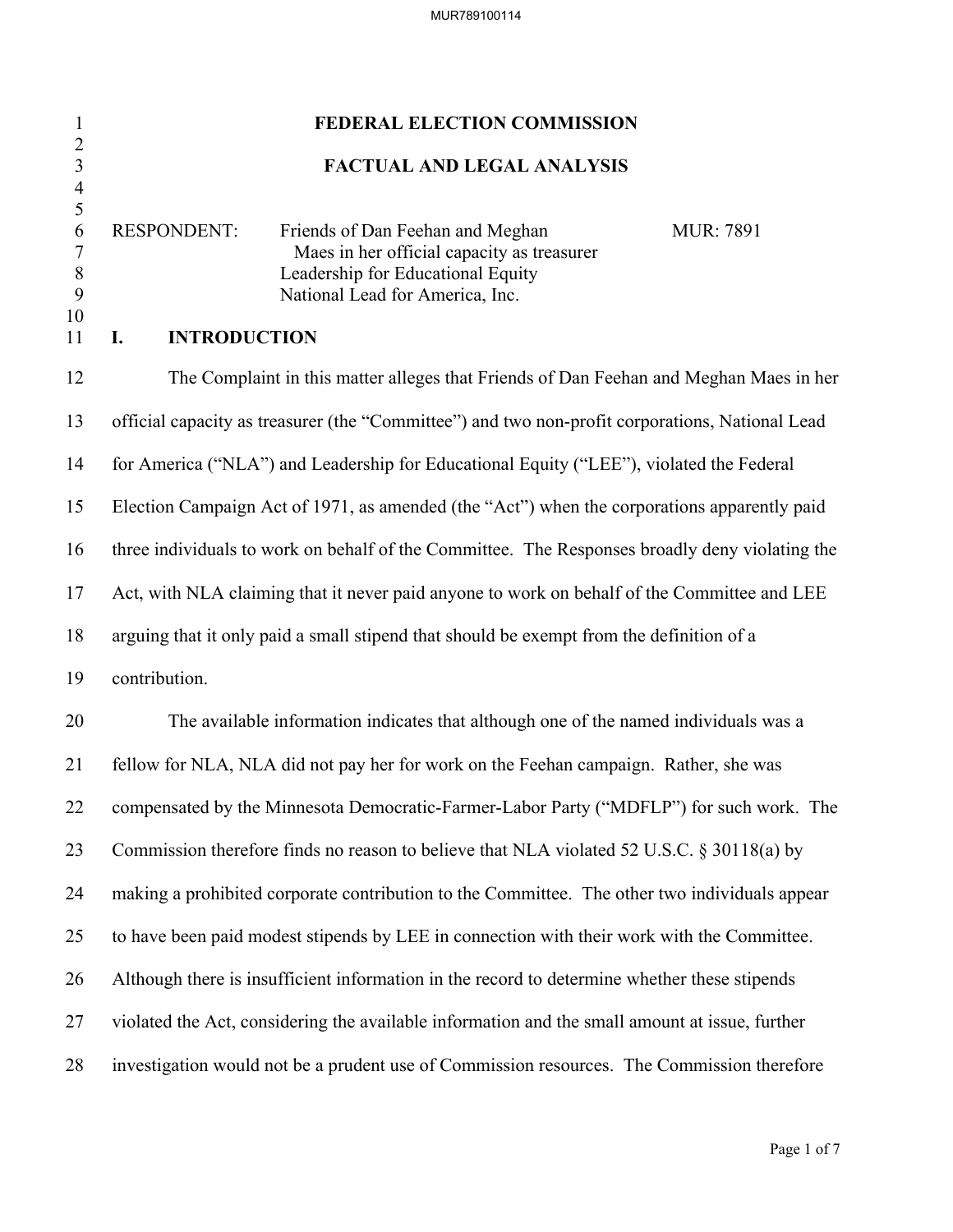# FEDERAL ELECTION COMMISSION

## FACTUAL AND LEGAL ANALYSIS

| | | |
|---|---|---|
| RESPONDENT: | Friends of Dan Feehan and Meghan Maes in her official capacity as treasurer<br>Leadership for Educational Equity<br>National Lead for America, Inc. | MUR: 7891 |

## I. INTRODUCTION

The Complaint in this matter alleges that Friends of Dan Feehan and Meghan Maes in her official capacity as treasurer (the "Committee") and two non-profit corporations, National Lead for America ("NLA") and Leadership for Educational Equity ("LEE"), violated the Federal Election Campaign Act of 1971, as amended (the "Act") when the corporations apparently paid three individuals to work on behalf of the Committee. The Responses broadly deny violating the Act, with NLA claiming that it never paid anyone to work on behalf of the Committee and LEE arguing that it only paid a small stipend that should be exempt from the definition of a contribution.

The available information indicates that although one of the named individuals was a fellow for NLA, NLA did not pay her for work on the Feehan campaign. Rather, she was compensated by the Minnesota Democratic-Farmer-Labor Party ("MDFLP") for such work. The Commission therefore finds no reason to believe that NLA violated 52 U.S.C. § 30118(a) by making a prohibited corporate contribution to the Committee. The other two individuals appear to have been paid modest stipends by LEE in connection with their work with the Committee. Although there is insufficient information in the record to determine whether these stipends violated the Act, considering the available information and the small amount at issue, further investigation would not be a prudent use of Commission resources. The Commission therefore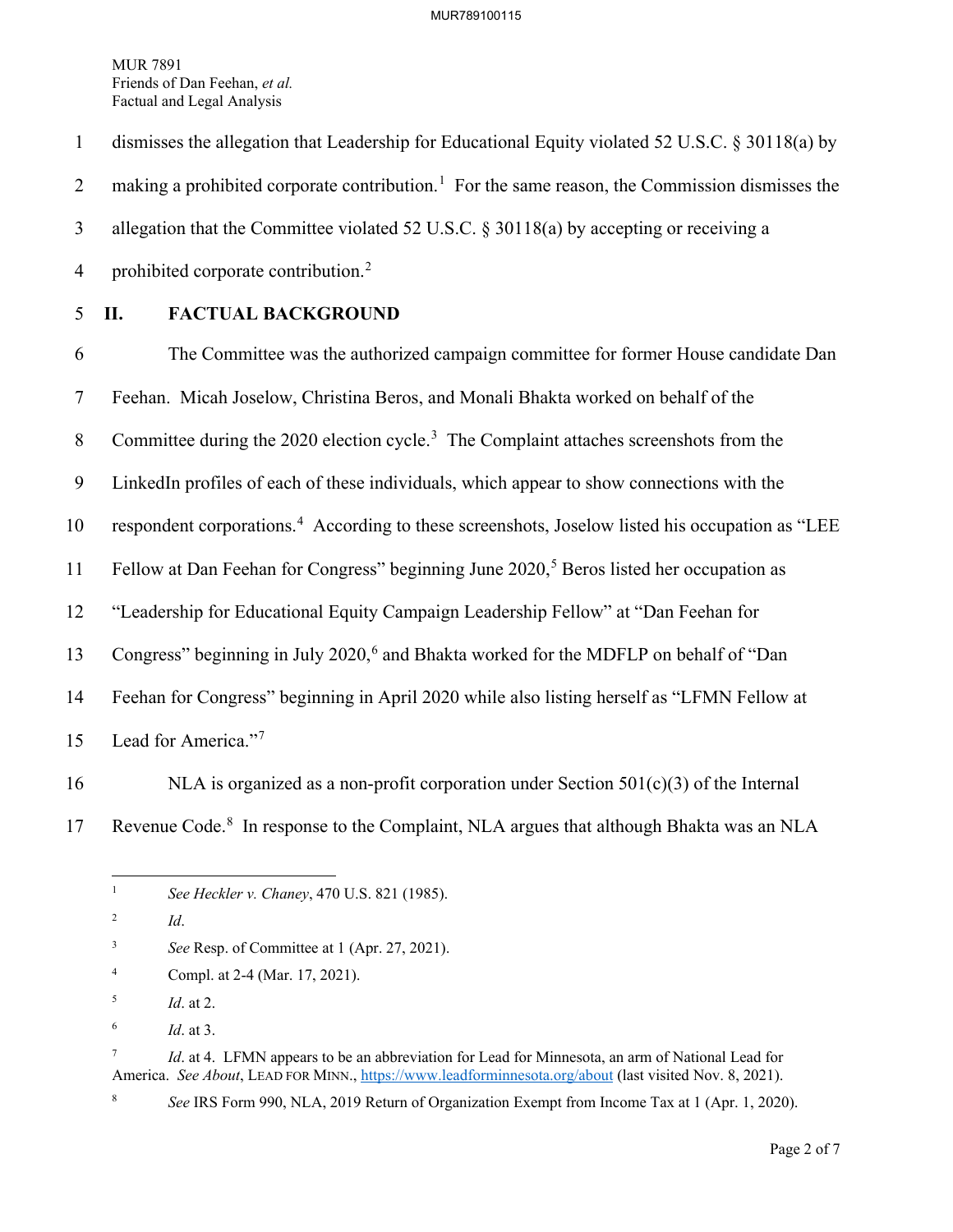dismisses the allegation that Leadership for Educational Equity violated 52 U.S.C. § 30118(a) by making a prohibited corporate contribution.[1] For the same reason, the Commission dismisses the allegation that the Committee violated 52 U.S.C. § 30118(a) by accepting or receiving a prohibited corporate contribution.[2]

## II. FACTUAL BACKGROUND

The Committee was the authorized campaign committee for former House candidate Dan Feehan. Micah Joselow, Christina Beros, and Monali Bhakta worked on behalf of the Committee during the 2020 election cycle.[3] The Complaint attaches screenshots from the LinkedIn profiles of each of these individuals, which appear to show connections with the respondent corporations.[4] According to these screenshots, Joselow listed his occupation as "LEE Fellow at Dan Feehan for Congress" beginning June 2020,[5] Beros listed her occupation as "Leadership for Educational Equity Campaign Leadership Fellow" at "Dan Feehan for Congress" beginning in July 2020,[6] and Bhakta worked for the MDFLP on behalf of "Dan Feehan for Congress" beginning in April 2020 while also listing herself as "LFMN Fellow at Lead for America."[7]

NLA is organized as a non-profit corporation under Section 501(c)(3) of the Internal Revenue Code.[8] In response to the Complaint, NLA argues that although Bhakta was an NLA

---

[1] *See Heckler v. Chaney*, 470 U.S. 821 (1985).

[2] *Id*.

[3] *See* Resp. of Committee at 1 (Apr. 27, 2021).

[4] Compl. at 2-4 (Mar. 17, 2021).

[5] *Id*. at 2.

[6] *Id*. at 3.

[7] *Id*. at 4. LFMN appears to be an abbreviation for Lead for Minnesota, an arm of National Lead for America. *See About*, LEAD FOR MINN., https://www.leadforminnesota.org/about (last visited Nov. 8, 2021).

[8] *See* IRS Form 990, NLA, 2019 Return of Organization Exempt from Income Tax at 1 (Apr. 1, 2020).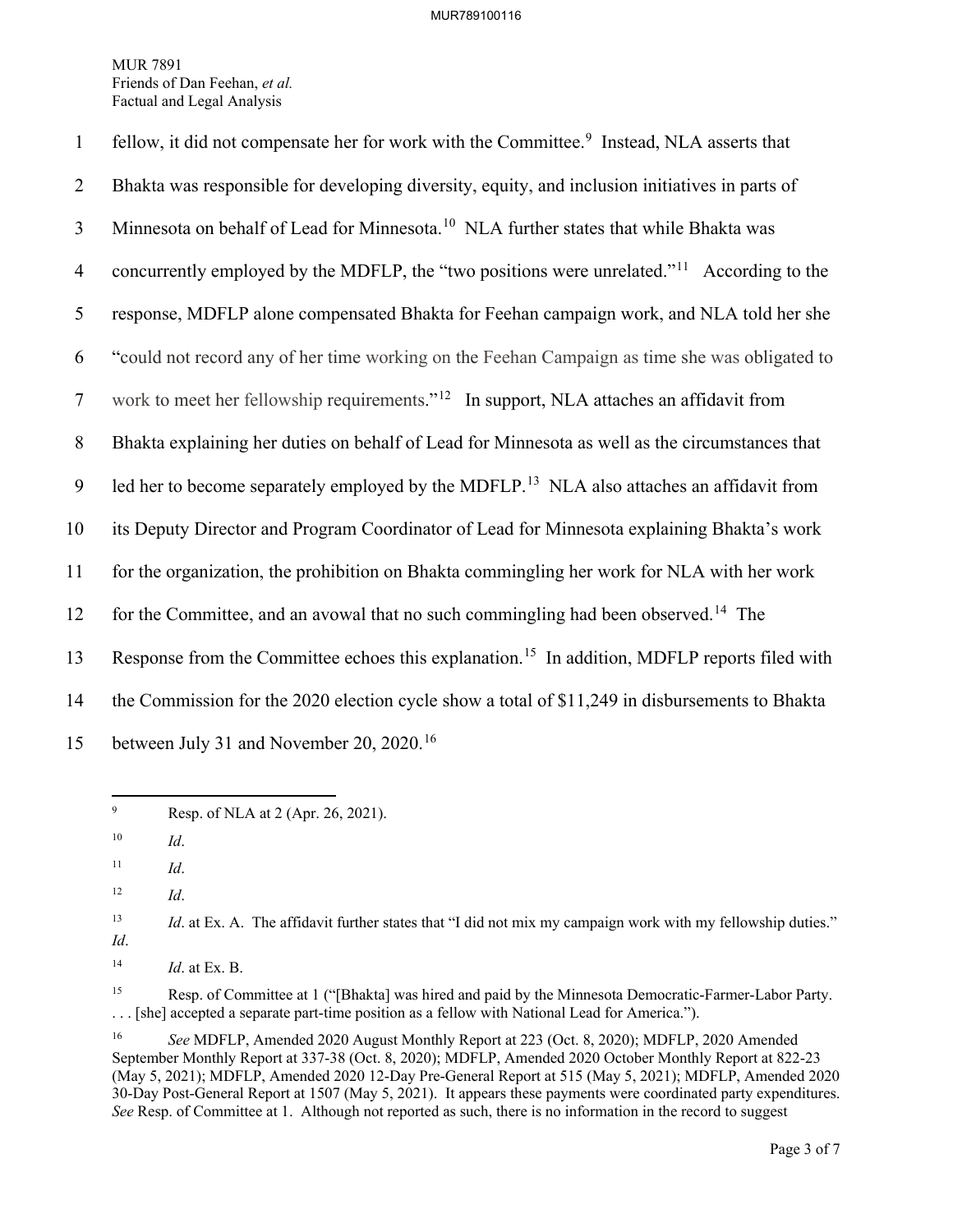fellow, it did not compensate her for work with the Committee.[9] Instead, NLA asserts that Bhakta was responsible for developing diversity, equity, and inclusion initiatives in parts of Minnesota on behalf of Lead for Minnesota.[10] NLA further states that while Bhakta was concurrently employed by the MDFLP, the "two positions were unrelated."[11] According to the response, MDFLP alone compensated Bhakta for Feehan campaign work, and NLA told her she "could not record any of her time working on the Feehan Campaign as time she was obligated to work to meet her fellowship requirements."[12] In support, NLA attaches an affidavit from Bhakta explaining her duties on behalf of Lead for Minnesota as well as the circumstances that led her to become separately employed by the MDFLP.[13] NLA also attaches an affidavit from its Deputy Director and Program Coordinator of Lead for Minnesota explaining Bhakta's work for the organization, the prohibition on Bhakta commingling her work for NLA with her work for the Committee, and an avowal that no such commingling had been observed.[14] The Response from the Committee echoes this explanation.[15] In addition, MDFLP reports filed with the Commission for the 2020 election cycle show a total of $11,249 in disbursements to Bhakta between July 31 and November 20, 2020.[16]

---

[9] Resp. of NLA at 2 (Apr. 26, 2021).

[10] *Id*.

[11] *Id*.

[12] *Id*.

[13] *Id*. at Ex. A. The affidavit further states that "I did not mix my campaign work with my fellowship duties." *Id*.

[14] *Id*. at Ex. B.

[15] Resp. of Committee at 1 ("[Bhakta] was hired and paid by the Minnesota Democratic-Farmer-Labor Party. . . . [she] accepted a separate part-time position as a fellow with National Lead for America.").

[16] *See* MDFLP, Amended 2020 August Monthly Report at 223 (Oct. 8, 2020); MDFLP, 2020 Amended September Monthly Report at 337-38 (Oct. 8, 2020); MDFLP, Amended 2020 October Monthly Report at 822-23 (May 5, 2021); MDFLP, Amended 2020 12-Day Pre-General Report at 515 (May 5, 2021); MDFLP, Amended 2020 30-Day Post-General Report at 1507 (May 5, 2021). It appears these payments were coordinated party expenditures. *See* Resp. of Committee at 1. Although not reported as such, there is no information in the record to suggest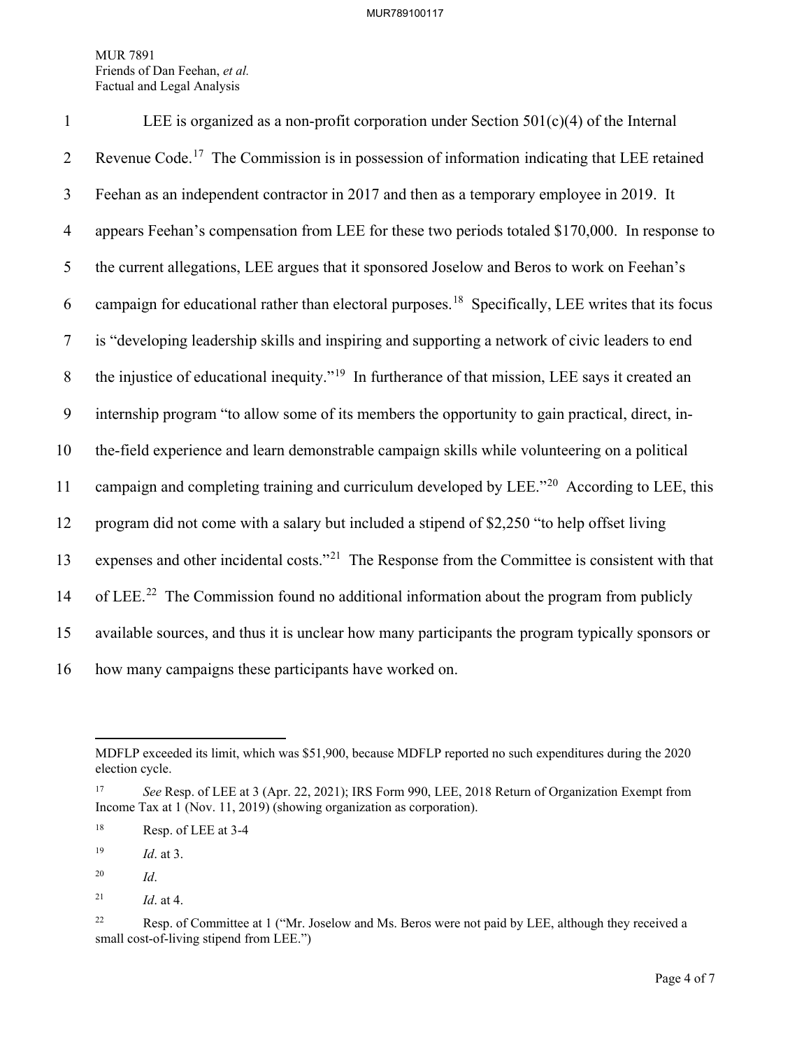LEE is organized as a non-profit corporation under Section 501(c)(4) of the Internal Revenue Code.[17] The Commission is in possession of information indicating that LEE retained Feehan as an independent contractor in 2017 and then as a temporary employee in 2019. It appears Feehan's compensation from LEE for these two periods totaled $170,000. In response to the current allegations, LEE argues that it sponsored Joselow and Beros to work on Feehan's campaign for educational rather than electoral purposes.[18] Specifically, LEE writes that its focus is "developing leadership skills and inspiring and supporting a network of civic leaders to end the injustice of educational inequity."[19] In furtherance of that mission, LEE says it created an internship program "to allow some of its members the opportunity to gain practical, direct, in-the-field experience and learn demonstrable campaign skills while volunteering on a political campaign and completing training and curriculum developed by LEE."[20] According to LEE, this program did not come with a salary but included a stipend of $2,250 "to help offset living expenses and other incidental costs."[21] The Response from the Committee is consistent with that of LEE.[22] The Commission found no additional information about the program from publicly available sources, and thus it is unclear how many participants the program typically sponsors or how many campaigns these participants have worked on.

---

MDFLP exceeded its limit, which was $51,900, because MDFLP reported no such expenditures during the 2020 election cycle.

[17] *See* Resp. of LEE at 3 (Apr. 22, 2021); IRS Form 990, LEE, 2018 Return of Organization Exempt from Income Tax at 1 (Nov. 11, 2019) (showing organization as corporation).

[18] Resp. of LEE at 3-4

[19] *Id*. at 3.

[20] *Id*.

[21] *Id*. at 4.

[22] Resp. of Committee at 1 ("Mr. Joselow and Ms. Beros were not paid by LEE, although they received a small cost-of-living stipend from LEE.")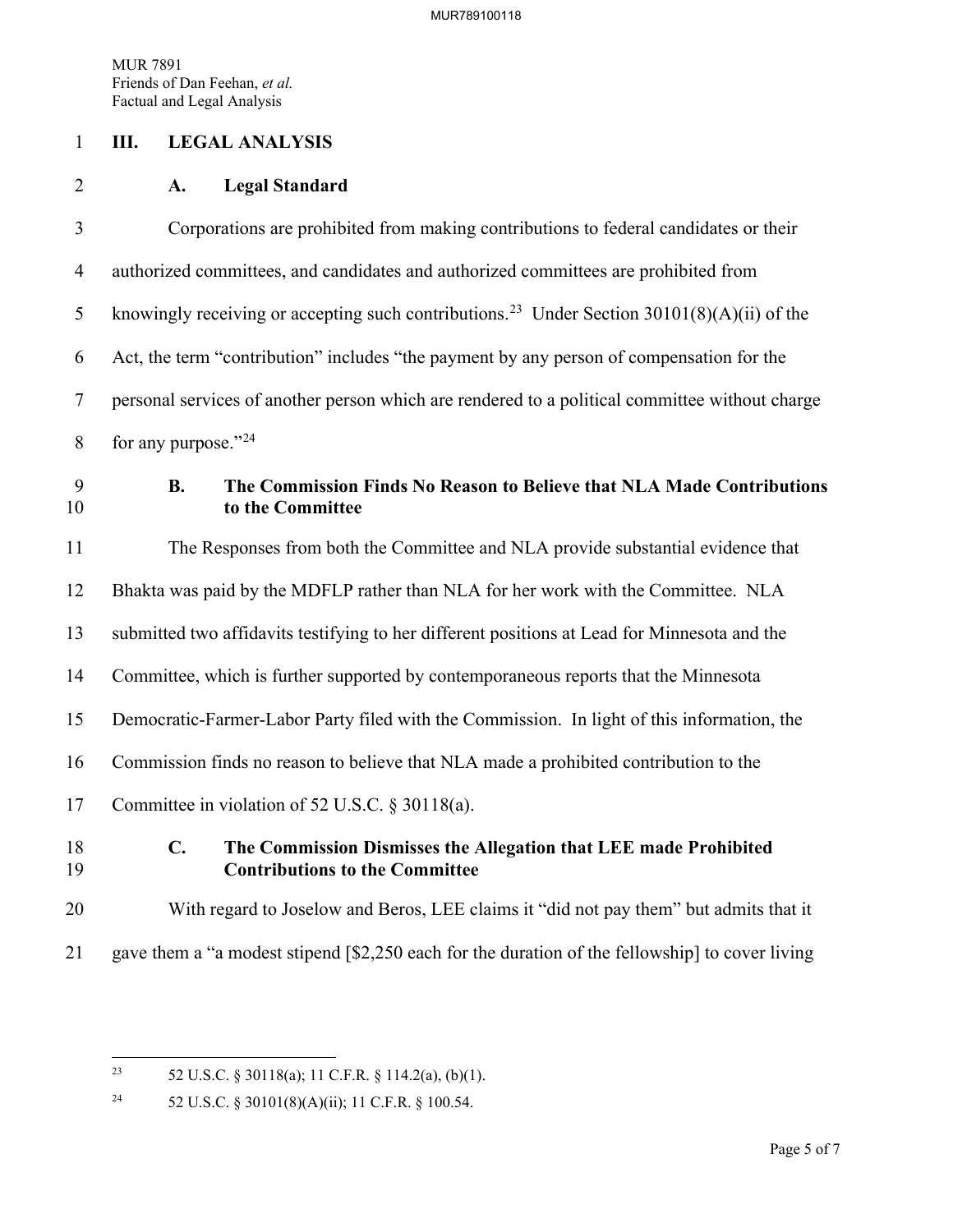## III. LEGAL ANALYSIS

### A. Legal Standard

Corporations are prohibited from making contributions to federal candidates or their authorized committees, and candidates and authorized committees are prohibited from knowingly receiving or accepting such contributions.[23] Under Section 30101(8)(A)(ii) of the Act, the term "contribution" includes "the payment by any person of compensation for the personal services of another person which are rendered to a political committee without charge for any purpose."[24]

### B. The Commission Finds No Reason to Believe that NLA Made Contributions to the Committee

The Responses from both the Committee and NLA provide substantial evidence that Bhakta was paid by the MDFLP rather than NLA for her work with the Committee. NLA submitted two affidavits testifying to her different positions at Lead for Minnesota and the Committee, which is further supported by contemporaneous reports that the Minnesota Democratic-Farmer-Labor Party filed with the Commission. In light of this information, the Commission finds no reason to believe that NLA made a prohibited contribution to the Committee in violation of 52 U.S.C. § 30118(a).

### C. The Commission Dismisses the Allegation that LEE made Prohibited Contributions to the Committee

With regard to Joselow and Beros, LEE claims it "did not pay them" but admits that it gave them a "a modest stipend [$2,250 each for the duration of the fellowship] to cover living

---

[23] 52 U.S.C. § 30118(a); 11 C.F.R. § 114.2(a), (b)(1).

[24] 52 U.S.C. § 30101(8)(A)(ii); 11 C.F.R. § 100.54.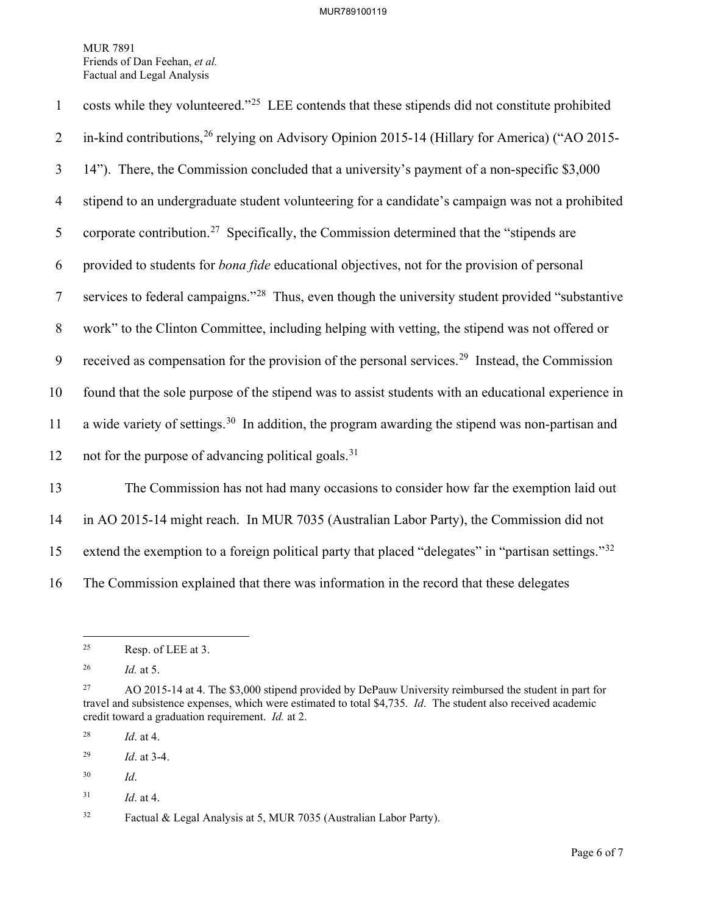costs while they volunteered."[25] LEE contends that these stipends did not constitute prohibited in-kind contributions,[26] relying on Advisory Opinion 2015-14 (Hillary for America) ("AO 2015-14"). There, the Commission concluded that a university's payment of a non-specific $3,000 stipend to an undergraduate student volunteering for a candidate's campaign was not a prohibited corporate contribution.[27] Specifically, the Commission determined that the "stipends are provided to students for *bona fide* educational objectives, not for the provision of personal services to federal campaigns."[28] Thus, even though the university student provided "substantive work" to the Clinton Committee, including helping with vetting, the stipend was not offered or received as compensation for the provision of the personal services.[29] Instead, the Commission found that the sole purpose of the stipend was to assist students with an educational experience in a wide variety of settings.[30] In addition, the program awarding the stipend was non-partisan and not for the purpose of advancing political goals.[31]

The Commission has not had many occasions to consider how far the exemption laid out in AO 2015-14 might reach. In MUR 7035 (Australian Labor Party), the Commission did not extend the exemption to a foreign political party that placed "delegates" in "partisan settings."[32] The Commission explained that there was information in the record that these delegates

---

[25] Resp. of LEE at 3.

[26] *Id.* at 5.

[27] AO 2015-14 at 4. The $3,000 stipend provided by DePauw University reimbursed the student in part for travel and subsistence expenses, which were estimated to total $4,735. *Id*. The student also received academic credit toward a graduation requirement. *Id.* at 2.

[28] *Id*. at 4.

[29] *Id*. at 3-4.

[30] *Id*.

[31] *Id*. at 4.

[32] Factual & Legal Analysis at 5, MUR 7035 (Australian Labor Party).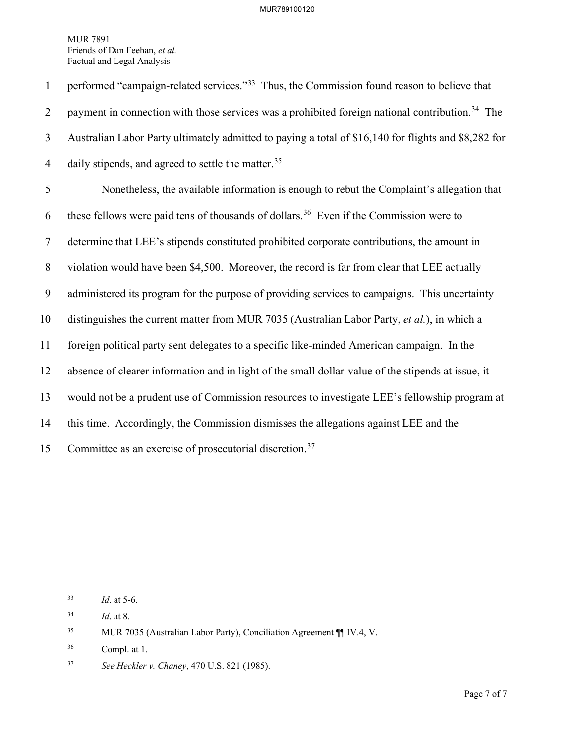performed "campaign-related services."[33] Thus, the Commission found reason to believe that payment in connection with those services was a prohibited foreign national contribution.[34] The Australian Labor Party ultimately admitted to paying a total of $16,140 for flights and $8,282 for daily stipends, and agreed to settle the matter.[35]

Nonetheless, the available information is enough to rebut the Complaint's allegation that these fellows were paid tens of thousands of dollars.[36] Even if the Commission were to determine that LEE's stipends constituted prohibited corporate contributions, the amount in violation would have been $4,500. Moreover, the record is far from clear that LEE actually administered its program for the purpose of providing services to campaigns. This uncertainty distinguishes the current matter from MUR 7035 (Australian Labor Party, *et al.*), in which a foreign political party sent delegates to a specific like-minded American campaign. In the absence of clearer information and in light of the small dollar-value of the stipends at issue, it would not be a prudent use of Commission resources to investigate LEE's fellowship program at this time. Accordingly, the Commission dismisses the allegations against LEE and the Committee as an exercise of prosecutorial discretion.[37]

---

[33] *Id*. at 5-6.

[34] *Id*. at 8.

[35] MUR 7035 (Australian Labor Party), Conciliation Agreement ¶¶ IV.4, V.

[36] Compl. at 1.

[37] *See Heckler v. Chaney*, 470 U.S. 821 (1985).